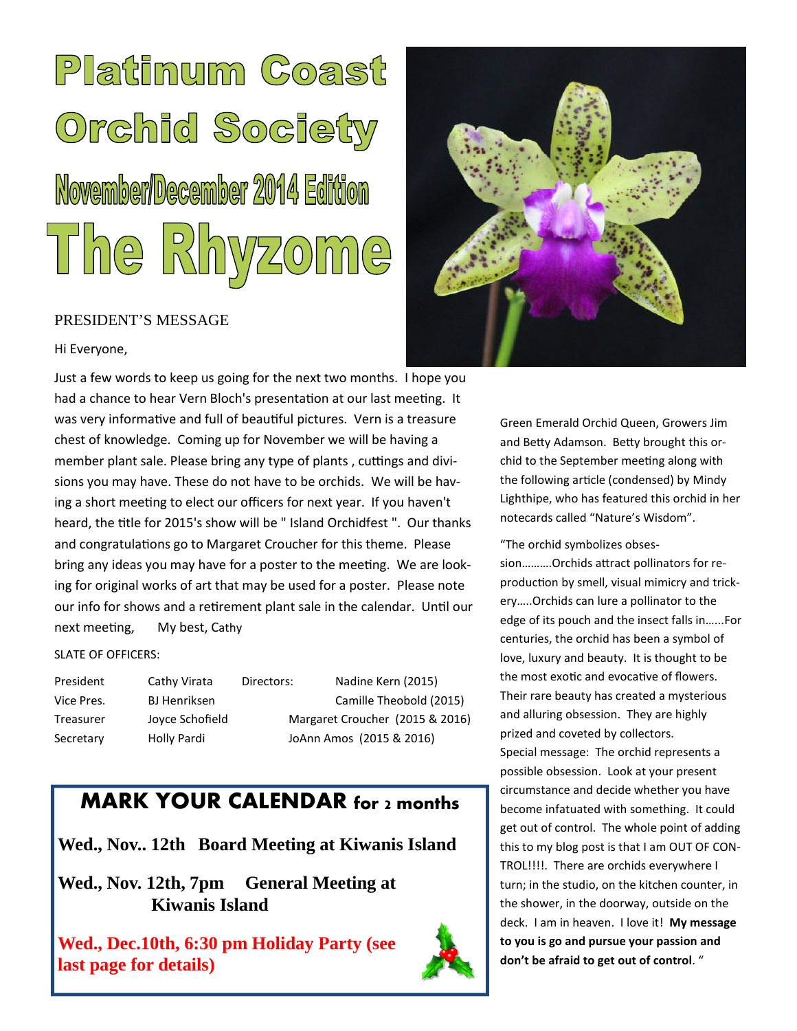# Platinum Coast Orchid Society

## November/December 2014 Edition

# The Rhyzome

PRESIDENT'S MESSAGE

Hi Everyone,

Just a few words to keep us going for the next two months. I hope you had a chance to hear Vern Bloch's presentation at our last meeting. It was very informative and full of beautiful pictures. Vern is a treasure chest of knowledge. Coming up for November we will be having a member plant sale. Please bring any type of plants , cuttings and divisions you may have. These do not have to be orchids. We will be having a short meeting to elect our officers for next year. If you haven't heard, the title for 2015's show will be " Island Orchidfest ". Our thanks and congratulations go to Margaret Croucher for this theme. Please bring any ideas you may have for a poster to the meeting. We are looking for original works of art that may be used for a poster. Please note our info for shows and a retirement plant sale in the calendar. Until our next meeting, My best, Cathy

SLATE OF OFFICERS:

| | | | |
|---|---|---|---|
| President | Cathy Virata | Directors: | Nadine Kern (2015) |
| Vice Pres. | BJ Henriksen | | Camille Theobold (2015) |
| Treasurer | Joyce Schofield | | Margaret Croucher (2015 & 2016) |
| Secretary | Holly Pardi | | JoAnn Amos (2015 & 2016) |

## MARK YOUR CALENDAR for 2 months

**Wed., Nov.. 12th Board Meeting at Kiwanis Island**

**Wed., Nov. 12th, 7pm General Meeting at Kiwanis Island**

**Wed., Dec.10th, 6:30 pm Holiday Party (see last page for details)**

Green Emerald Orchid Queen, Growers Jim and Betty Adamson. Betty brought this orchid to the September meeting along with the following article (condensed) by Mindy Lighthipe, who has featured this orchid in her notecards called "Nature's Wisdom".

"The orchid symbolizes obsession……….Orchids attract pollinators for reproduction by smell, visual mimicry and trickery…..Orchids can lure a pollinator to the edge of its pouch and the insect falls in……For centuries, the orchid has been a symbol of love, luxury and beauty. It is thought to be the most exotic and evocative of flowers. Their rare beauty has created a mysterious and alluring obsession. They are highly prized and coveted by collectors.
Special message: The orchid represents a possible obsession. Look at your present circumstance and decide whether you have become infatuated with something. It could get out of control. The whole point of adding this to my blog post is that I am OUT OF CONTROL!!!!. There are orchids everywhere I turn; in the studio, on the kitchen counter, in the shower, in the doorway, outside on the deck. I am in heaven. I love it! **My message to you is go and pursue your passion and don't be afraid to get out of control**. "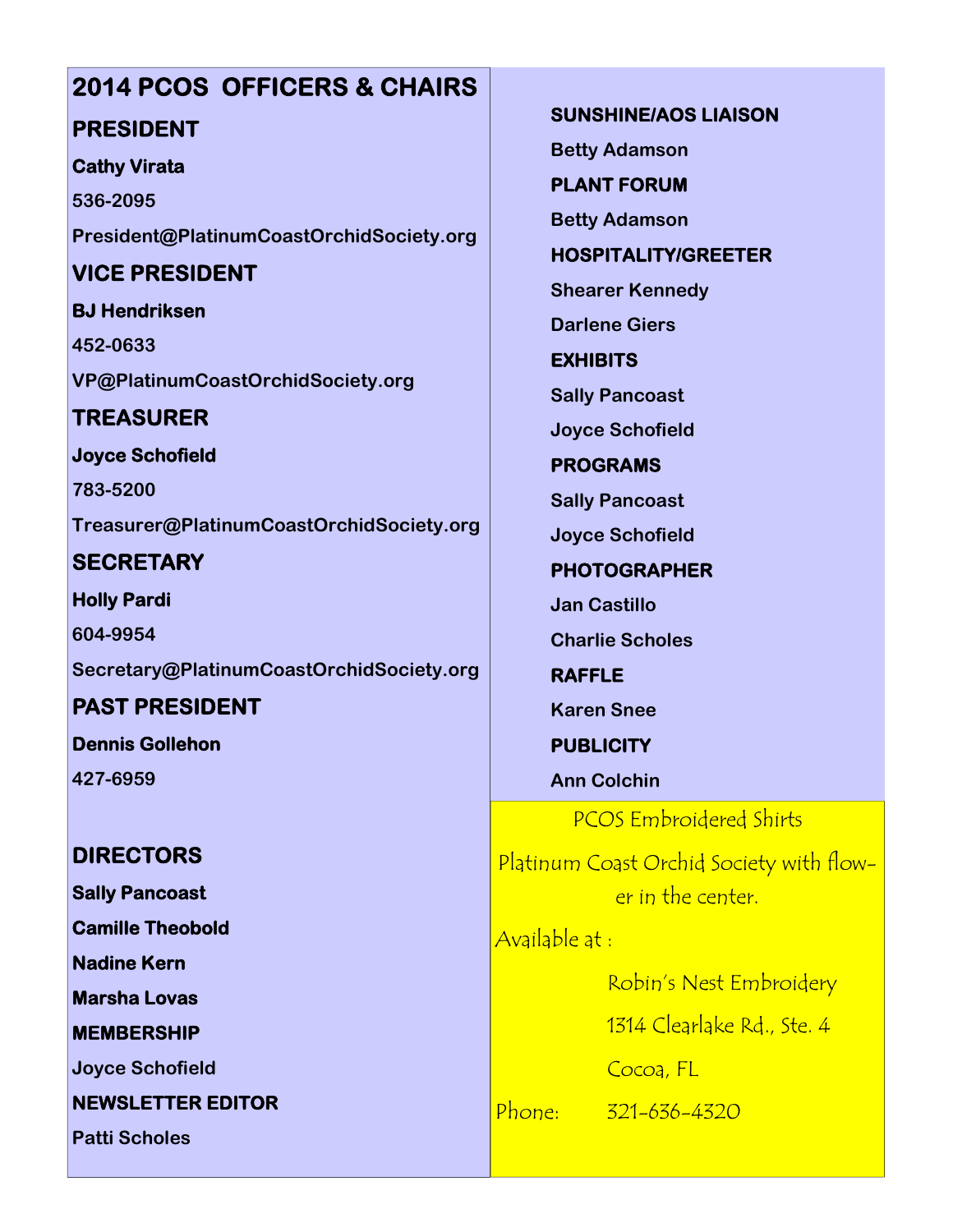# 2014 PCOS OFFICERS & CHAIRS

## PRESIDENT

**Cathy Virata**

**536-2095**

**President@PlatinumCoastOrchidSociety.org**

## VICE PRESIDENT

**BJ Hendriksen**

**452-0633**

**VP@PlatinumCoastOrchidSociety.org**

## TREASURER

**Joyce Schofield**

**783-5200**

**Treasurer@PlatinumCoastOrchidSociety.org**

## SECRETARY

**Holly Pardi**

**604-9954**

**Secretary@PlatinumCoastOrchidSociety.org**

## PAST PRESIDENT

**Dennis Gollehon**

**427-6959**

## DIRECTORS

**Sally Pancoast**

**Camille Theobold**

**Nadine Kern**

**Marsha Lovas**

**MEMBERSHIP**

**Joyce Schofield**

**NEWSLETTER EDITOR**

**Patti Scholes**

**SUNSHINE/AOS LIAISON**

**Betty Adamson**

**PLANT FORUM**

**Betty Adamson**

**HOSPITALITY/GREETER**

**Shearer Kennedy**

**Darlene Giers**

**EXHIBITS**

**Sally Pancoast**

**Joyce Schofield**

**PROGRAMS**

**Sally Pancoast**

**Joyce Schofield**

**PHOTOGRAPHER**

**Jan Castillo**

**Charlie Scholes**

**RAFFLE**

**Karen Snee**

**PUBLICITY**

**Ann Colchin**

PCOS Embroidered Shirts

Platinum Coast Orchid Society with flower in the center.

Available at :

Robin's Nest Embroidery

1314 Clearlake Rd., Ste. 4

Cocoa, FL

Phone: 321-636-4320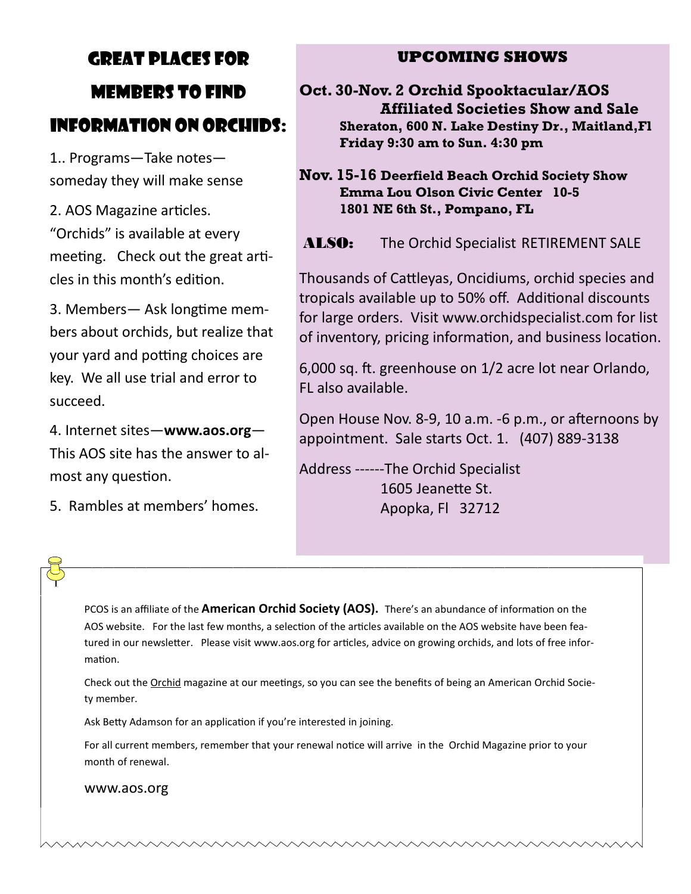## Great Places for Members to Find Information on Orchids:

1.. Programs—Take notes—someday they will make sense

2. AOS Magazine articles. “Orchids” is available at every meeting. Check out the great articles in this month’s edition.

3. Members— Ask longtime members about orchids, but realize that your yard and potting choices are key. We all use trial and error to succeed.

4. Internet sites—**www.aos.org**—This AOS site has the answer to almost any question.

5. Rambles at members’ homes.

## UPCOMING SHOWS

**Oct. 30-Nov. 2 Orchid Spooktacular/AOS Affiliated Societies Show and Sale**
**Sheraton, 600 N. Lake Destiny Dr., Maitland,Fl**
**Friday 9:30 am to Sun. 4:30 pm**

**Nov. 15-16 Deerfield Beach Orchid Society Show**
**Emma Lou Olson Civic Center 10-5**
**1801 NE 6th St., Pompano, FL**

**ALSO:** The Orchid Specialist RETIREMENT SALE

Thousands of Cattleyas, Oncidiums, orchid species and tropicals available up to 50% off. Additional discounts for large orders. Visit www.orchidspecialist.com for list of inventory, pricing information, and business location.

6,000 sq. ft. greenhouse on 1/2 acre lot near Orlando, FL also available.

Open House Nov. 8-9, 10 a.m. -6 p.m., or afternoons by appointment. Sale starts Oct. 1. (407) 889-3138

Address ------The Orchid Specialist
1605 Jeanette St.
Apopka, Fl 32712

---

PCOS is an affiliate of the **American Orchid Society (AOS).** There’s an abundance of information on the AOS website. For the last few months, a selection of the articles available on the AOS website have been featured in our newsletter. Please visit www.aos.org for articles, advice on growing orchids, and lots of free information.

Check out the Orchid magazine at our meetings, so you can see the benefits of being an American Orchid Society member.

Ask Betty Adamson for an application if you’re interested in joining.

For all current members, remember that your renewal notice will arrive in the Orchid Magazine prior to your month of renewal.

www.aos.org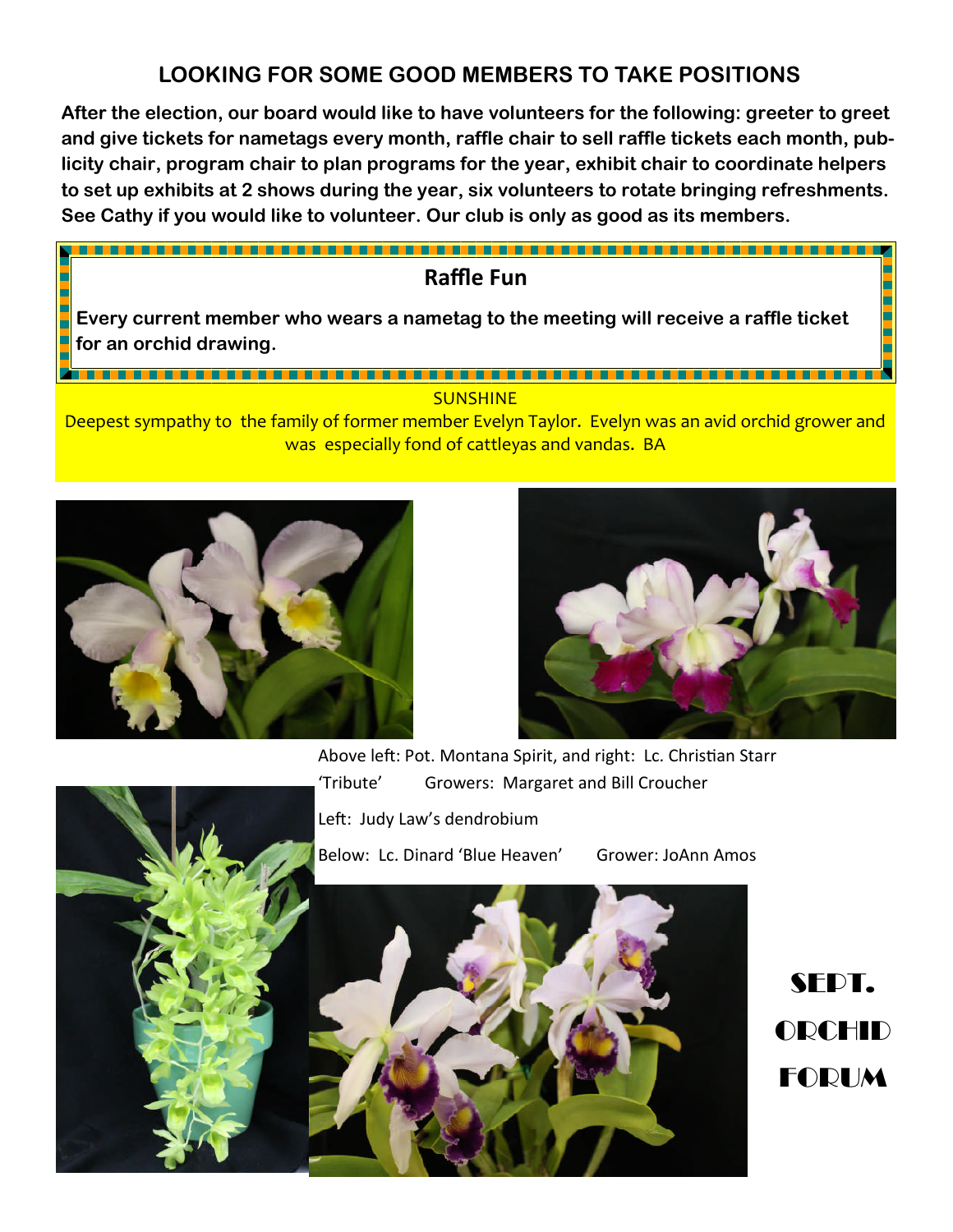## LOOKING FOR SOME GOOD MEMBERS TO TAKE POSITIONS

**After the election, our board would like to have volunteers for the following: greeter to greet and give tickets for nametags every month, raffle chair to sell raffle tickets each month, publicity chair, program chair to plan programs for the year, exhibit chair to coordinate helpers to set up exhibits at 2 shows during the year, six volunteers to rotate bringing refreshments. See Cathy if you would like to volunteer. Our club is only as good as its members.**

### Raffle Fun

**Every current member who wears a nametag to the meeting will receive a raffle ticket for an orchid drawing.**

SUNSHINE

Deepest sympathy to the family of former member Evelyn Taylor. Evelyn was an avid orchid grower and was especially fond of cattleyas and vandas. BA

Above left: Pot. Montana Spirit, and right: Lc. Christian Starr 'Tribute' Growers: Margaret and Bill Croucher

Left: Judy Law's dendrobium

Below: Lc. Dinard 'Blue Heaven' Grower: JoAnn Amos

SEPT. ORCHID FORUM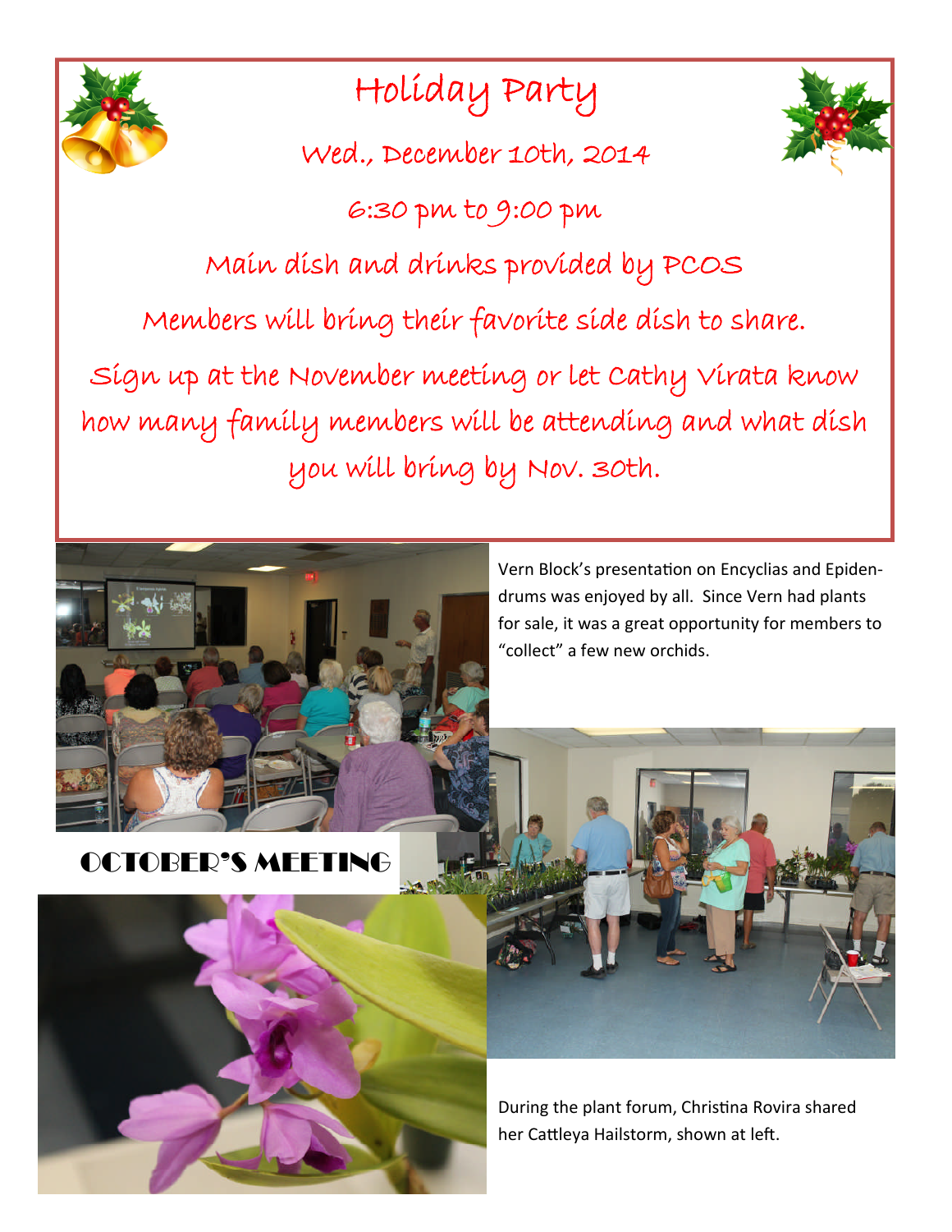# Holiday Party

Wed., December 10th, 2014

6:30 pm to 9:00 pm

Main dish and drinks provided by PCOS

Members will bring their favorite side dish to share.

Sign up at the November meeting or let Cathy Virata know how many family members will be attending and what dish you will bring by Nov. 30th.

## OCTOBER'S MEETING

Vern Block's presentation on Encyclias and Epidendrums was enjoyed by all. Since Vern had plants for sale, it was a great opportunity for members to "collect" a few new orchids.

During the plant forum, Christina Rovira shared her Cattleya Hailstorm, shown at left.